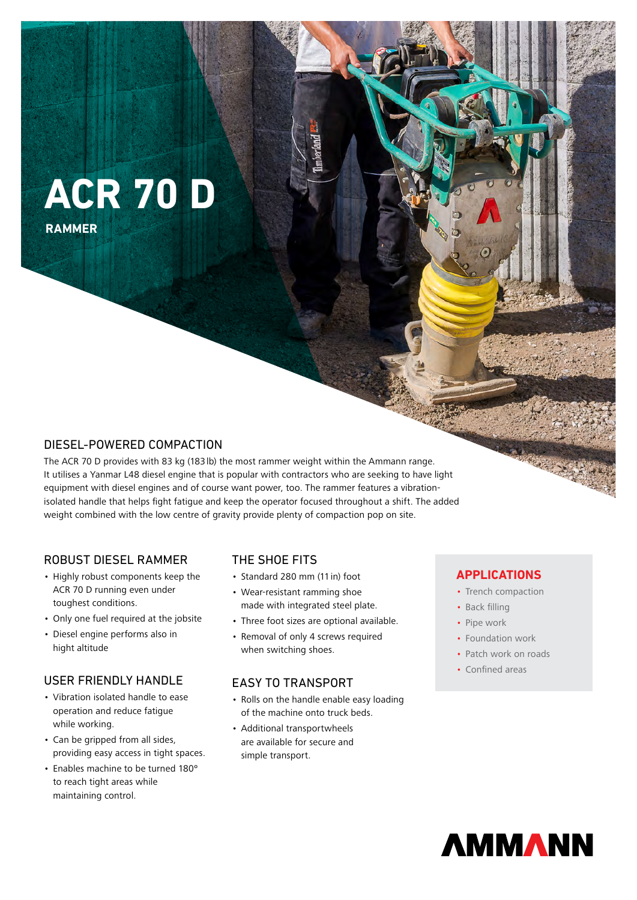# ACR 70 D

**RAMMER**

## DIESEL-POWERED COMPACTION

The ACR 70 D provides with 83 kg (183 lb) the most rammer weight within the Ammann range. It utilises a Yanmar L48 diesel engine that is popular with contractors who are seeking to have light equipment with diesel engines and of course want power, too. The rammer features a vibration-isolated handle that helps fight fatigue and keep the operator focused throughout a shift. The added weight combined with the low centre of gravity provide plenty of compaction pop on site.

## ROBUST DIESEL RAMMER

- Highly robust components keep the ACR 70 D running even under toughest conditions.
- Only one fuel required at the jobsite
- Diesel engine performs also in hight altitude

## USER FRIENDLY HANDLE

- Vibration isolated handle to ease operation and reduce fatigue while working.
- Can be gripped from all sides, providing easy access in tight spaces.
- Enables machine to be turned 180° to reach tight areas while maintaining control.

## THE SHOE FITS

- Standard 280 mm (11 in) foot
- Wear-resistant ramming shoe made with integrated steel plate.
- Three foot sizes are optional available.
- Removal of only 4 screws required when switching shoes.

## EASY TO TRANSPORT

- Rolls on the handle enable easy loading of the machine onto truck beds.
- Additional transportwheels are available for secure and simple transport.

## APPLICATIONS

- Trench compaction
- Back filling
- Pipe work
- Foundation work
- Patch work on roads
- Confined areas

AMMANN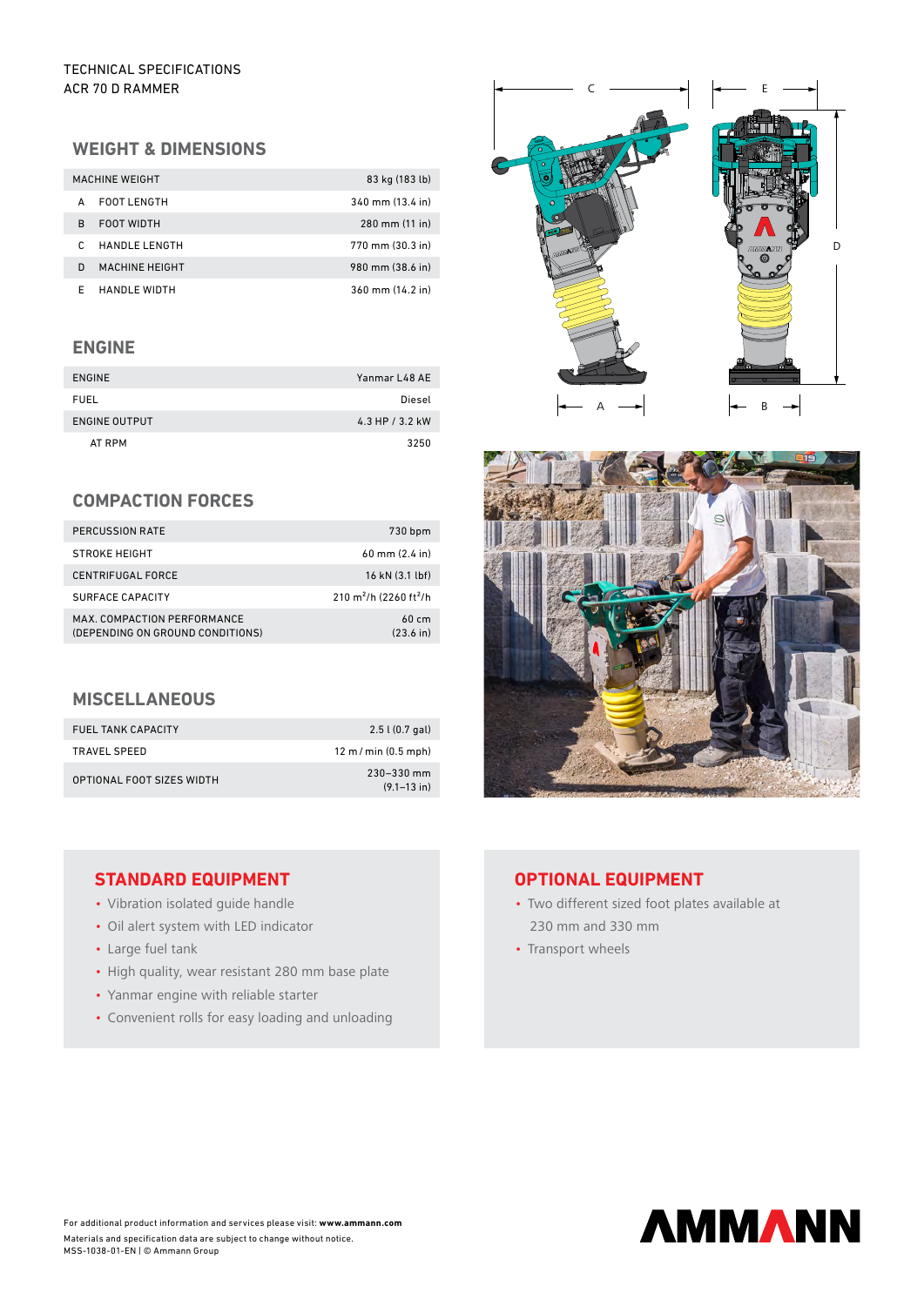TECHNICAL SPECIFICATIONS
ACR 70 D RAMMER

## WEIGHT & DIMENSIONS

| | | |
|---|---|---|
| MACHINE WEIGHT | | 83 kg (183 lb) |
| A | FOOT LENGTH | 340 mm (13.4 in) |
| B | FOOT WIDTH | 280 mm (11 in) |
| C | HANDLE LENGTH | 770 mm (30.3 in) |
| D | MACHINE HEIGHT | 980 mm (38.6 in) |
| E | HANDLE WIDTH | 360 mm (14.2 in) |

## ENGINE

| | |
|---|---|
| ENGINE | Yanmar L48 AE |
| FUEL | Diesel |
| ENGINE OUTPUT | 4.3 HP / 3.2 kW |
| AT RPM | 3250 |

## COMPACTION FORCES

| | |
|---|---|
| PERCUSSION RATE | 730 bpm |
| STROKE HEIGHT | 60 mm (2.4 in) |
| CENTRIFUGAL FORCE | 16 kN (3.1 lbf) |
| SURFACE CAPACITY | 210 $m^2$/h (2260 $ft^2$/h |
| MAX. COMPACTION PERFORMANCE (DEPENDING ON GROUND CONDITIONS) | 60 cm (23.6 in) |

## MISCELLANEOUS

| | |
|---|---|
| FUEL TANK CAPACITY | 2.5 l (0.7 gal) |
| TRAVEL SPEED | 12 m / min (0.5 mph) |
| OPTIONAL FOOT SIZES WIDTH | 230–330 mm (9.1–13 in) |

C
E
D
A
B

## STANDARD EQUIPMENT

- Vibration isolated guide handle
- Oil alert system with LED indicator
- Large fuel tank
- High quality, wear resistant 280 mm base plate
- Yanmar engine with reliable starter
- Convenient rolls for easy loading and unloading

## OPTIONAL EQUIPMENT

- Two different sized foot plates available at 230 mm and 330 mm
- Transport wheels

For additional product information and services please visit: **www.ammann.com**
Materials and specification data are subject to change without notice.
MSS-1038-01-EN | © Ammann Group

AMMANN